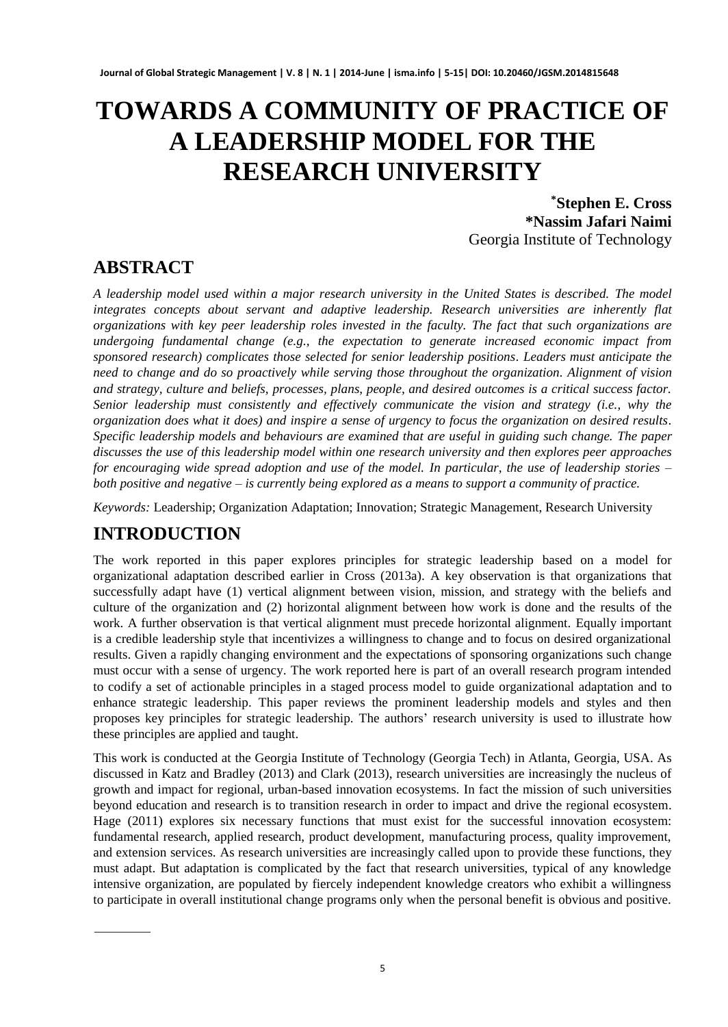# TOWARDS A COMMUNITY OF PRACTICE OF A LEADERSHIP MODEL FOR THE RESEARCH UNIVERSITY

**[*]Stephen E. Cross**
**\*Nassim Jafari Naimi**
Georgia Institute of Technology

## ABSTRACT

*A leadership model used within a major research university in the United States is described. The model integrates concepts about servant and adaptive leadership. Research universities are inherently flat organizations with key peer leadership roles invested in the faculty. The fact that such organizations are undergoing fundamental change (e.g., the expectation to generate increased economic impact from sponsored research) complicates those selected for senior leadership positions. Leaders must anticipate the need to change and do so proactively while serving those throughout the organization. Alignment of vision and strategy, culture and beliefs, processes, plans, people, and desired outcomes is a critical success factor. Senior leadership must consistently and effectively communicate the vision and strategy (i.e., why the organization does what it does) and inspire a sense of urgency to focus the organization on desired results. Specific leadership models and behaviours are examined that are useful in guiding such change. The paper discusses the use of this leadership model within one research university and then explores peer approaches for encouraging wide spread adoption and use of the model. In particular, the use of leadership stories – both positive and negative – is currently being explored as a means to support a community of practice.*

*Keywords:* Leadership; Organization Adaptation; Innovation; Strategic Management, Research University

## INTRODUCTION

The work reported in this paper explores principles for strategic leadership based on a model for organizational adaptation described earlier in Cross (2013a). A key observation is that organizations that successfully adapt have (1) vertical alignment between vision, mission, and strategy with the beliefs and culture of the organization and (2) horizontal alignment between how work is done and the results of the work. A further observation is that vertical alignment must precede horizontal alignment. Equally important is a credible leadership style that incentivizes a willingness to change and to focus on desired organizational results. Given a rapidly changing environment and the expectations of sponsoring organizations such change must occur with a sense of urgency. The work reported here is part of an overall research program intended to codify a set of actionable principles in a staged process model to guide organizational adaptation and to enhance strategic leadership. This paper reviews the prominent leadership models and styles and then proposes key principles for strategic leadership. The authors' research university is used to illustrate how these principles are applied and taught.

This work is conducted at the Georgia Institute of Technology (Georgia Tech) in Atlanta, Georgia, USA. As discussed in Katz and Bradley (2013) and Clark (2013), research universities are increasingly the nucleus of growth and impact for regional, urban-based innovation ecosystems. In fact the mission of such universities beyond education and research is to transition research in order to impact and drive the regional ecosystem. Hage (2011) explores six necessary functions that must exist for the successful innovation ecosystem: fundamental research, applied research, product development, manufacturing process, quality improvement, and extension services. As research universities are increasingly called upon to provide these functions, they must adapt. But adaptation is complicated by the fact that research universities, typical of any knowledge intensive organization, are populated by fiercely independent knowledge creators who exhibit a willingness to participate in overall institutional change programs only when the personal benefit is obvious and positive.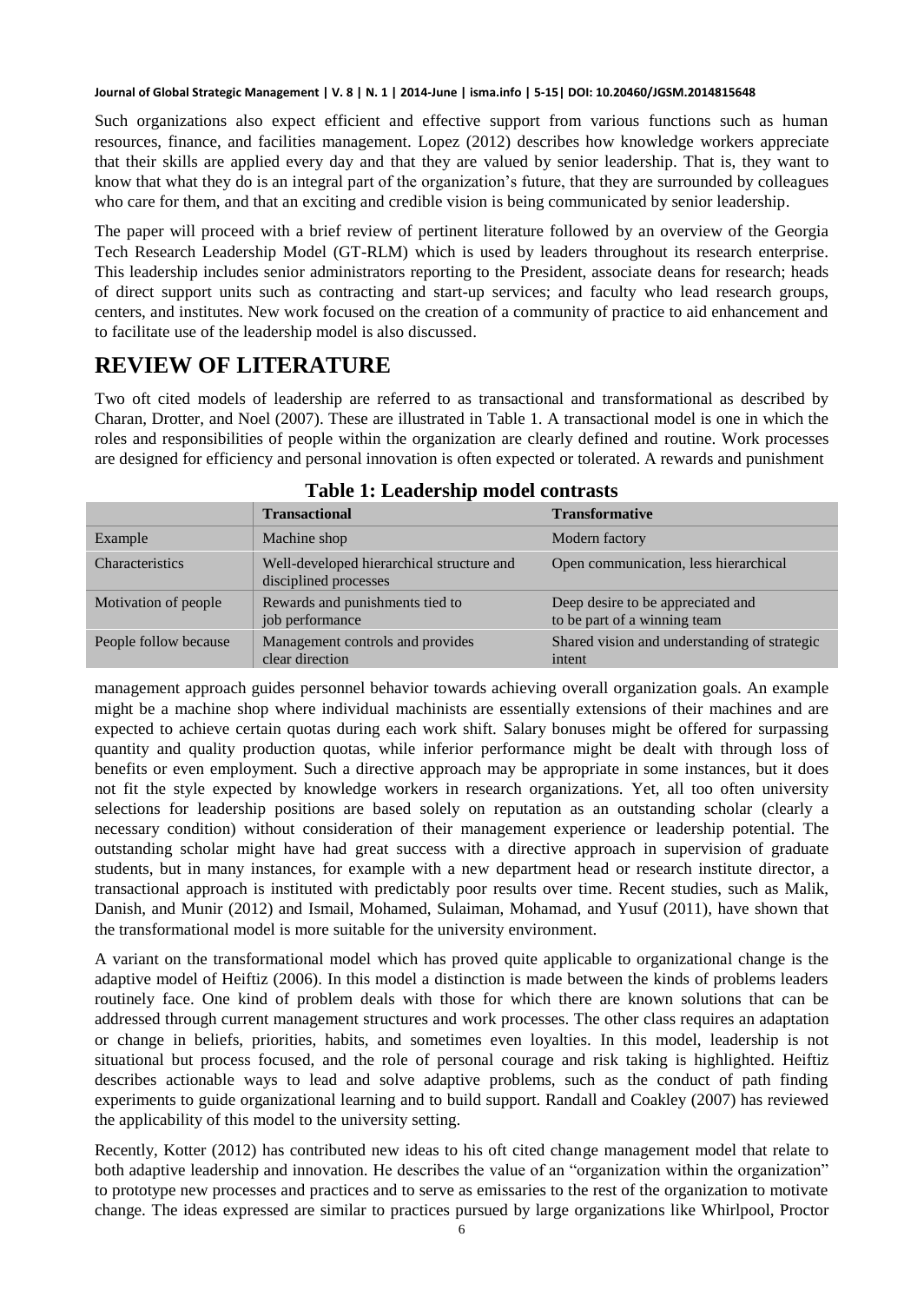Such organizations also expect efficient and effective support from various functions such as human resources, finance, and facilities management. Lopez (2012) describes how knowledge workers appreciate that their skills are applied every day and that they are valued by senior leadership. That is, they want to know that what they do is an integral part of the organization's future, that they are surrounded by colleagues who care for them, and that an exciting and credible vision is being communicated by senior leadership.

The paper will proceed with a brief review of pertinent literature followed by an overview of the Georgia Tech Research Leadership Model (GT-RLM) which is used by leaders throughout its research enterprise. This leadership includes senior administrators reporting to the President, associate deans for research; heads of direct support units such as contracting and start-up services; and faculty who lead research groups, centers, and institutes. New work focused on the creation of a community of practice to aid enhancement and to facilitate use of the leadership model is also discussed.

# REVIEW OF LITERATURE

Two oft cited models of leadership are referred to as transactional and transformational as described by Charan, Drotter, and Noel (2007). These are illustrated in Table 1. A transactional model is one in which the roles and responsibilities of people within the organization are clearly defined and routine. Work processes are designed for efficiency and personal innovation is often expected or tolerated. A rewards and punishment management approach guides personnel behavior towards achieving overall organization goals. An example might be a machine shop where individual machinists are essentially extensions of their machines and are expected to achieve certain quotas during each work shift. Salary bonuses might be offered for surpassing quantity and quality production quotas, while inferior performance might be dealt with through loss of benefits or even employment. Such a directive approach may be appropriate in some instances, but it does not fit the style expected by knowledge workers in research organizations. Yet, all too often university selections for leadership positions are based solely on reputation as an outstanding scholar (clearly a necessary condition) without consideration of their management experience or leadership potential. The outstanding scholar might have had great success with a directive approach in supervision of graduate students, but in many instances, for example with a new department head or research institute director, a transactional approach is instituted with predictably poor results over time. Recent studies, such as Malik, Danish, and Munir (2012) and Ismail, Mohamed, Sulaiman, Mohamad, and Yusuf (2011), have shown that the transformational model is more suitable for the university environment.

**Table 1: Leadership model contrasts**

| | **Transactional** | **Transformative** |
|---|---|---|
| Example | Machine shop | Modern factory |
| Characteristics | Well-developed hierarchical structure and disciplined processes | Open communication, less hierarchical |
| Motivation of people | Rewards and punishments tied to job performance | Deep desire to be appreciated and to be part of a winning team |
| People follow because | Management controls and provides clear direction | Shared vision and understanding of strategic intent |

A variant on the transformational model which has proved quite applicable to organizational change is the adaptive model of Heiftiz (2006). In this model a distinction is made between the kinds of problems leaders routinely face. One kind of problem deals with those for which there are known solutions that can be addressed through current management structures and work processes. The other class requires an adaptation or change in beliefs, priorities, habits, and sometimes even loyalties. In this model, leadership is not situational but process focused, and the role of personal courage and risk taking is highlighted. Heiftiz describes actionable ways to lead and solve adaptive problems, such as the conduct of path finding experiments to guide organizational learning and to build support. Randall and Coakley (2007) has reviewed the applicability of this model to the university setting.

Recently, Kotter (2012) has contributed new ideas to his oft cited change management model that relate to both adaptive leadership and innovation. He describes the value of an "organization within the organization" to prototype new processes and practices and to serve as emissaries to the rest of the organization to motivate change. The ideas expressed are similar to practices pursued by large organizations like Whirlpool, Proctor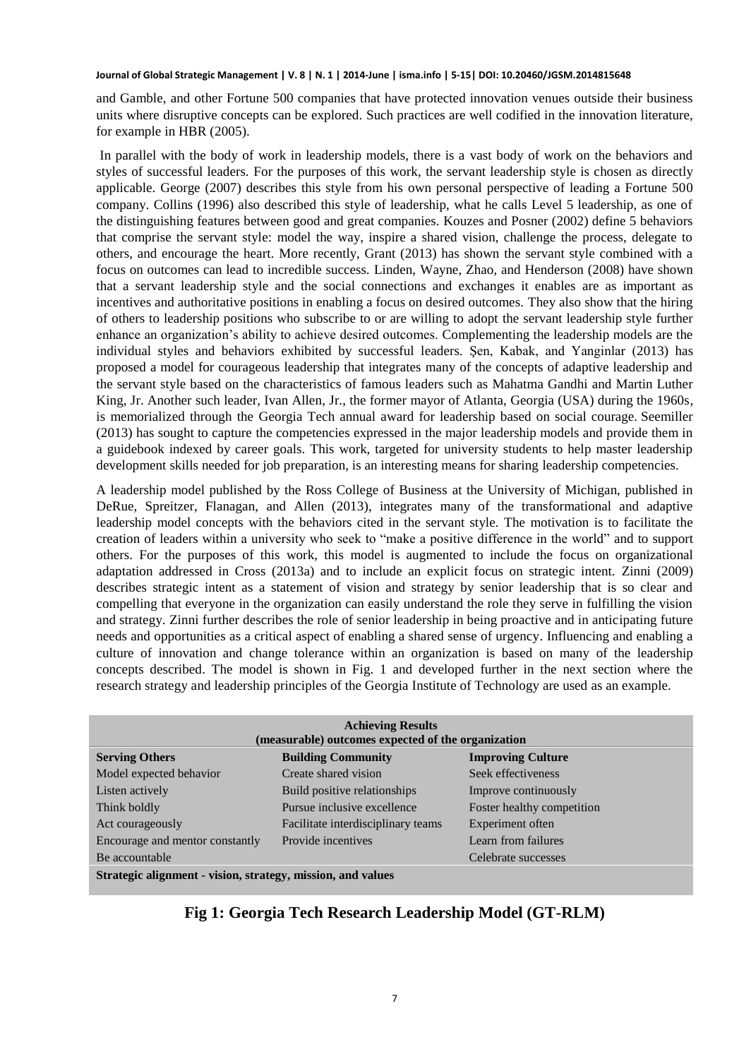and Gamble, and other Fortune 500 companies that have protected innovation venues outside their business units where disruptive concepts can be explored. Such practices are well codified in the innovation literature, for example in HBR (2005).

In parallel with the body of work in leadership models, there is a vast body of work on the behaviors and styles of successful leaders. For the purposes of this work, the servant leadership style is chosen as directly applicable. George (2007) describes this style from his own personal perspective of leading a Fortune 500 company. Collins (1996) also described this style of leadership, what he calls Level 5 leadership, as one of the distinguishing features between good and great companies. Kouzes and Posner (2002) define 5 behaviors that comprise the servant style: model the way, inspire a shared vision, challenge the process, delegate to others, and encourage the heart. More recently, Grant (2013) has shown the servant style combined with a focus on outcomes can lead to incredible success. Linden, Wayne, Zhao, and Henderson (2008) have shown that a servant leadership style and the social connections and exchanges it enables are as important as incentives and authoritative positions in enabling a focus on desired outcomes. They also show that the hiring of others to leadership positions who subscribe to or are willing to adopt the servant leadership style further enhance an organization's ability to achieve desired outcomes. Complementing the leadership models are the individual styles and behaviors exhibited by successful leaders. Şen, Kabak, and Yanginlar (2013) has proposed a model for courageous leadership that integrates many of the concepts of adaptive leadership and the servant style based on the characteristics of famous leaders such as Mahatma Gandhi and Martin Luther King, Jr. Another such leader, Ivan Allen, Jr., the former mayor of Atlanta, Georgia (USA) during the 1960s, is memorialized through the Georgia Tech annual award for leadership based on social courage. Seemiller (2013) has sought to capture the competencies expressed in the major leadership models and provide them in a guidebook indexed by career goals. This work, targeted for university students to help master leadership development skills needed for job preparation, is an interesting means for sharing leadership competencies.

A leadership model published by the Ross College of Business at the University of Michigan, published in DeRue, Spreitzer, Flanagan, and Allen (2013), integrates many of the transformational and adaptive leadership model concepts with the behaviors cited in the servant style. The motivation is to facilitate the creation of leaders within a university who seek to "make a positive difference in the world" and to support others. For the purposes of this work, this model is augmented to include the focus on organizational adaptation addressed in Cross (2013a) and to include an explicit focus on strategic intent. Zinni (2009) describes strategic intent as a statement of vision and strategy by senior leadership that is so clear and compelling that everyone in the organization can easily understand the role they serve in fulfilling the vision and strategy. Zinni further describes the role of senior leadership in being proactive and in anticipating future needs and opportunities as a critical aspect of enabling a shared sense of urgency. Influencing and enabling a culture of innovation and change tolerance within an organization is based on many of the leadership concepts described. The model is shown in Fig. 1 and developed further in the next section where the research strategy and leadership principles of the Georgia Institute of Technology are used as an example.

| **Achieving Results (measurable) outcomes expected of the organization** | | |
|---|---|---|
| **Serving Others** | **Building Community** | **Improving Culture** |
| Model expected behavior | Create shared vision | Seek effectiveness |
| Listen actively | Build positive relationships | Improve continuously |
| Think boldly | Pursue inclusive excellence | Foster healthy competition |
| Act courageously | Facilitate interdisciplinary teams | Experiment often |
| Encourage and mentor constantly | Provide incentives | Learn from failures |
| Be accountable | | Celebrate successes |
| **Strategic alignment - vision, strategy, mission, and values** | | |

**Fig 1: Georgia Tech Research Leadership Model (GT-RLM)**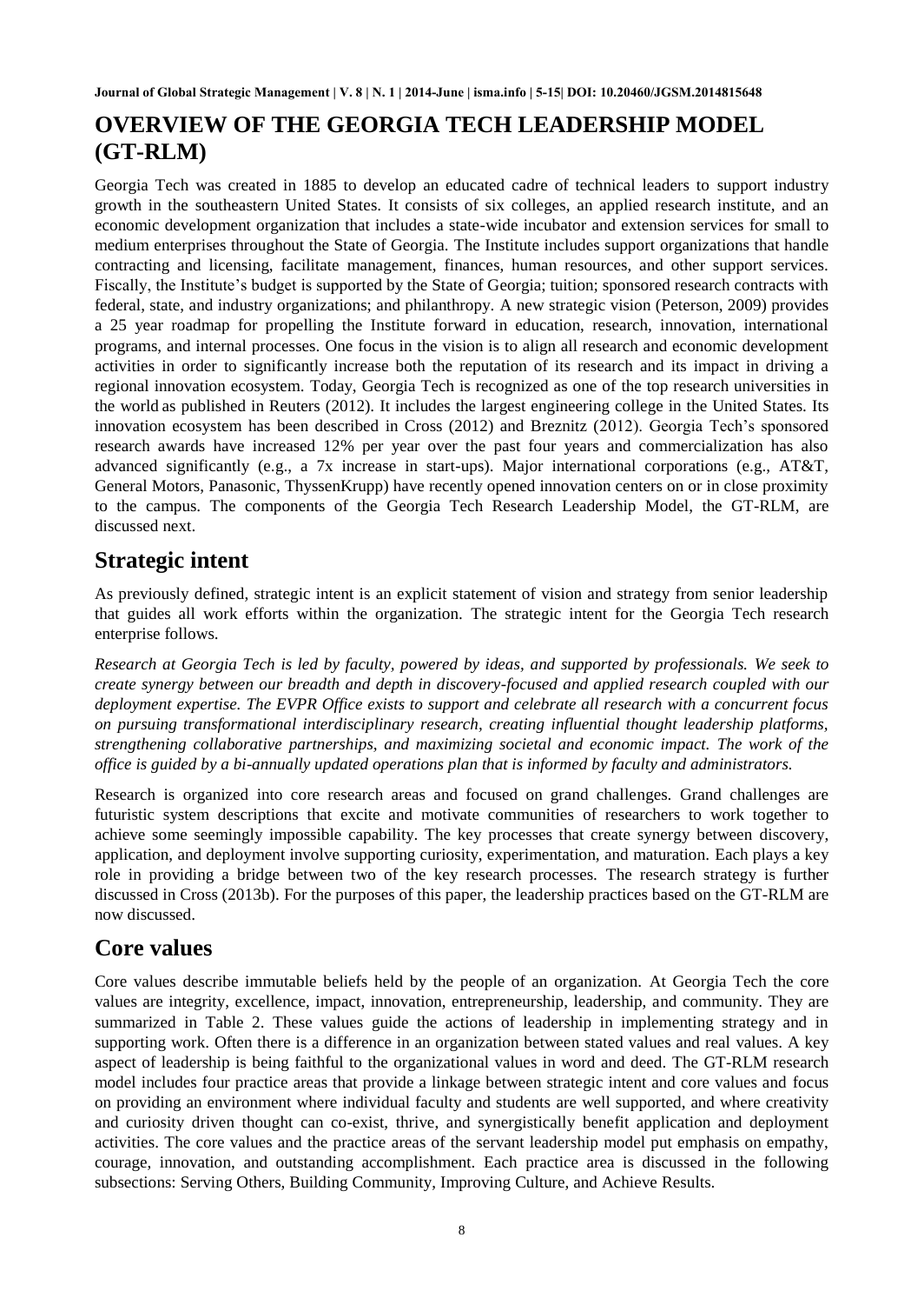# OVERVIEW OF THE GEORGIA TECH LEADERSHIP MODEL (GT-RLM)

Georgia Tech was created in 1885 to develop an educated cadre of technical leaders to support industry growth in the southeastern United States. It consists of six colleges, an applied research institute, and an economic development organization that includes a state-wide incubator and extension services for small to medium enterprises throughout the State of Georgia. The Institute includes support organizations that handle contracting and licensing, facilitate management, finances, human resources, and other support services. Fiscally, the Institute's budget is supported by the State of Georgia; tuition; sponsored research contracts with federal, state, and industry organizations; and philanthropy. A new strategic vision (Peterson, 2009) provides a 25 year roadmap for propelling the Institute forward in education, research, innovation, international programs, and internal processes. One focus in the vision is to align all research and economic development activities in order to significantly increase both the reputation of its research and its impact in driving a regional innovation ecosystem. Today, Georgia Tech is recognized as one of the top research universities in the world as published in Reuters (2012). It includes the largest engineering college in the United States. Its innovation ecosystem has been described in Cross (2012) and Breznitz (2012). Georgia Tech's sponsored research awards have increased 12% per year over the past four years and commercialization has also advanced significantly (e.g., a 7x increase in start-ups). Major international corporations (e.g., AT&T, General Motors, Panasonic, ThyssenKrupp) have recently opened innovation centers on or in close proximity to the campus. The components of the Georgia Tech Research Leadership Model, the GT-RLM, are discussed next.

## Strategic intent

As previously defined, strategic intent is an explicit statement of vision and strategy from senior leadership that guides all work efforts within the organization. The strategic intent for the Georgia Tech research enterprise follows.

*Research at Georgia Tech is led by faculty, powered by ideas, and supported by professionals. We seek to create synergy between our breadth and depth in discovery-focused and applied research coupled with our deployment expertise. The EVPR Office exists to support and celebrate all research with a concurrent focus on pursuing transformational interdisciplinary research, creating influential thought leadership platforms, strengthening collaborative partnerships, and maximizing societal and economic impact. The work of the office is guided by a bi-annually updated operations plan that is informed by faculty and administrators.*

Research is organized into core research areas and focused on grand challenges. Grand challenges are futuristic system descriptions that excite and motivate communities of researchers to work together to achieve some seemingly impossible capability. The key processes that create synergy between discovery, application, and deployment involve supporting curiosity, experimentation, and maturation. Each plays a key role in providing a bridge between two of the key research processes. The research strategy is further discussed in Cross (2013b). For the purposes of this paper, the leadership practices based on the GT-RLM are now discussed.

## Core values

Core values describe immutable beliefs held by the people of an organization. At Georgia Tech the core values are integrity, excellence, impact, innovation, entrepreneurship, leadership, and community. They are summarized in Table 2. These values guide the actions of leadership in implementing strategy and in supporting work. Often there is a difference in an organization between stated values and real values. A key aspect of leadership is being faithful to the organizational values in word and deed. The GT-RLM research model includes four practice areas that provide a linkage between strategic intent and core values and focus on providing an environment where individual faculty and students are well supported, and where creativity and curiosity driven thought can co-exist, thrive, and synergistically benefit application and deployment activities. The core values and the practice areas of the servant leadership model put emphasis on empathy, courage, innovation, and outstanding accomplishment. Each practice area is discussed in the following subsections: Serving Others, Building Community, Improving Culture, and Achieve Results.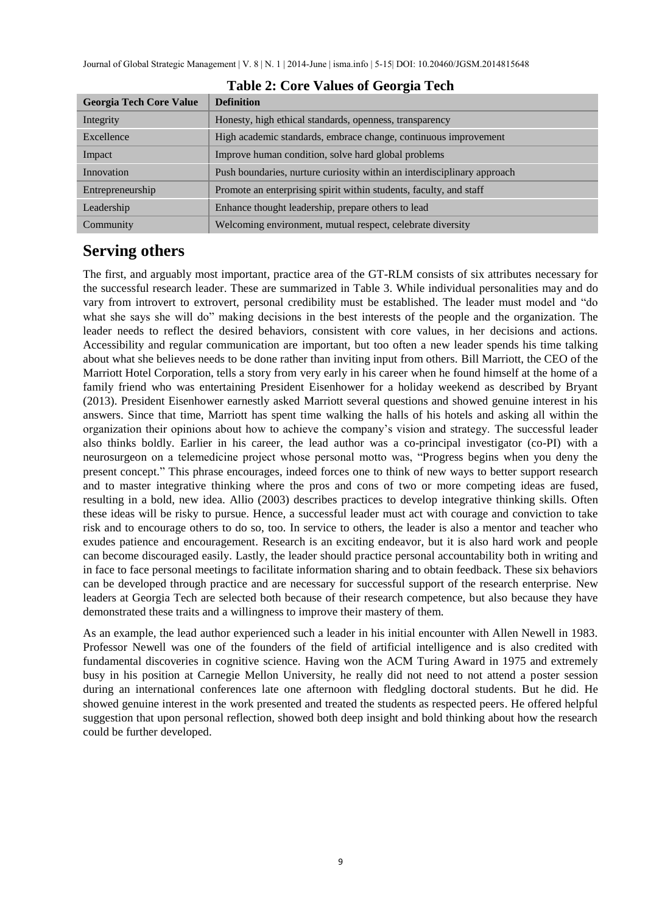**Table 2: Core Values of Georgia Tech**

| Georgia Tech Core Value | Definition |
|---|---|
| Integrity | Honesty, high ethical standards, openness, transparency |
| Excellence | High academic standards, embrace change, continuous improvement |
| Impact | Improve human condition, solve hard global problems |
| Innovation | Push boundaries, nurture curiosity within an interdisciplinary approach |
| Entrepreneurship | Promote an enterprising spirit within students, faculty, and staff |
| Leadership | Enhance thought leadership, prepare others to lead |
| Community | Welcoming environment, mutual respect, celebrate diversity |

## Serving others

The first, and arguably most important, practice area of the GT-RLM consists of six attributes necessary for the successful research leader. These are summarized in Table 3. While individual personalities may and do vary from introvert to extrovert, personal credibility must be established. The leader must model and "do what she says she will do" making decisions in the best interests of the people and the organization. The leader needs to reflect the desired behaviors, consistent with core values, in her decisions and actions. Accessibility and regular communication are important, but too often a new leader spends his time talking about what she believes needs to be done rather than inviting input from others. Bill Marriott, the CEO of the Marriott Hotel Corporation, tells a story from very early in his career when he found himself at the home of a family friend who was entertaining President Eisenhower for a holiday weekend as described by Bryant (2013). President Eisenhower earnestly asked Marriott several questions and showed genuine interest in his answers. Since that time, Marriott has spent time walking the halls of his hotels and asking all within the organization their opinions about how to achieve the company's vision and strategy. The successful leader also thinks boldly. Earlier in his career, the lead author was a co-principal investigator (co-PI) with a neurosurgeon on a telemedicine project whose personal motto was, "Progress begins when you deny the present concept." This phrase encourages, indeed forces one to think of new ways to better support research and to master integrative thinking where the pros and cons of two or more competing ideas are fused, resulting in a bold, new idea. Allio (2003) describes practices to develop integrative thinking skills. Often these ideas will be risky to pursue. Hence, a successful leader must act with courage and conviction to take risk and to encourage others to do so, too. In service to others, the leader is also a mentor and teacher who exudes patience and encouragement. Research is an exciting endeavor, but it is also hard work and people can become discouraged easily. Lastly, the leader should practice personal accountability both in writing and in face to face personal meetings to facilitate information sharing and to obtain feedback. These six behaviors can be developed through practice and are necessary for successful support of the research enterprise. New leaders at Georgia Tech are selected both because of their research competence, but also because they have demonstrated these traits and a willingness to improve their mastery of them.

As an example, the lead author experienced such a leader in his initial encounter with Allen Newell in 1983. Professor Newell was one of the founders of the field of artificial intelligence and is also credited with fundamental discoveries in cognitive science. Having won the ACM Turing Award in 1975 and extremely busy in his position at Carnegie Mellon University, he really did not need to not attend a poster session during an international conferences late one afternoon with fledgling doctoral students. But he did. He showed genuine interest in the work presented and treated the students as respected peers. He offered helpful suggestion that upon personal reflection, showed both deep insight and bold thinking about how the research could be further developed.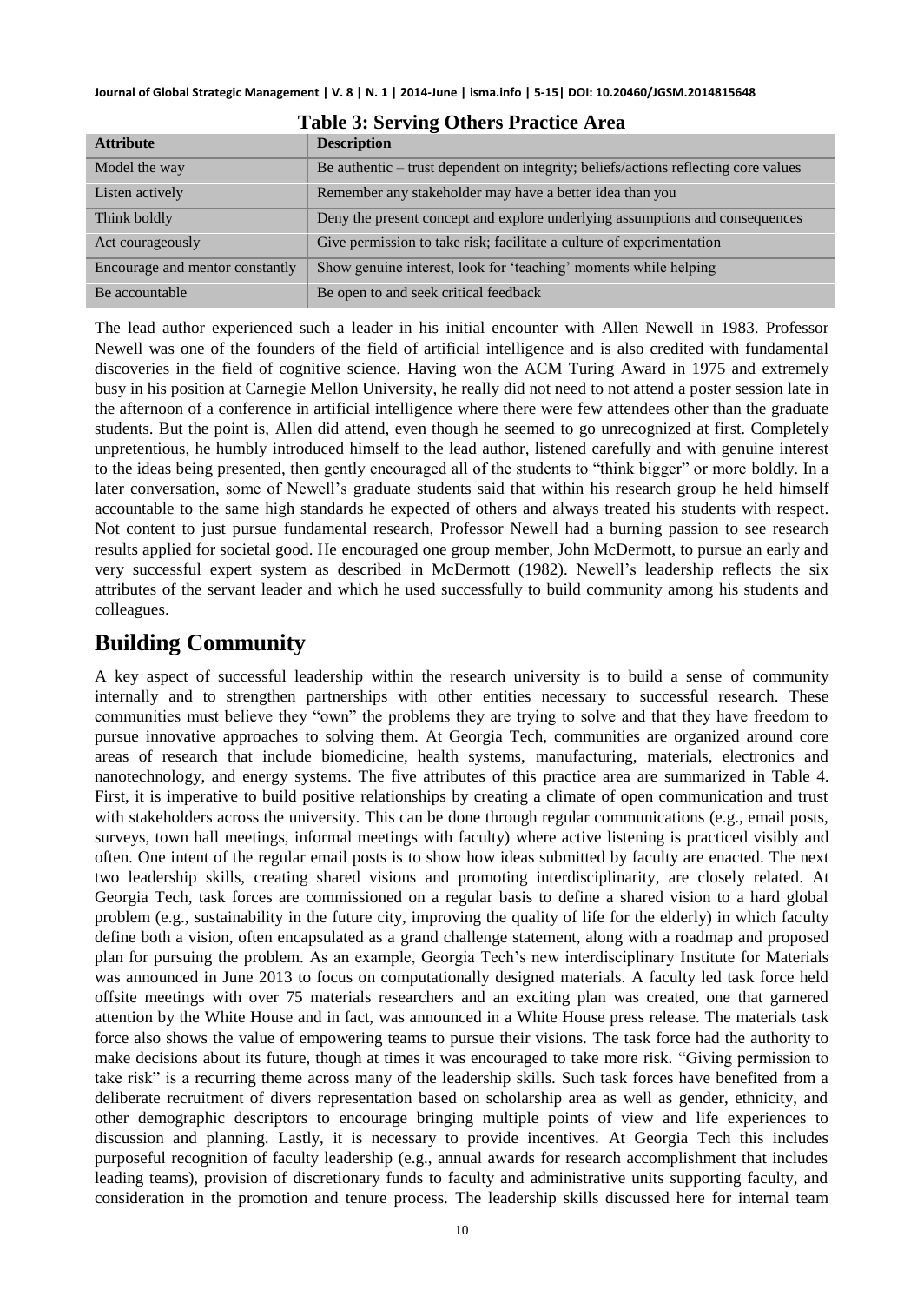**Table 3: Serving Others Practice Area**

| Attribute | Description |
|---|---|
| Model the way | Be authentic – trust dependent on integrity; beliefs/actions reflecting core values |
| Listen actively | Remember any stakeholder may have a better idea than you |
| Think boldly | Deny the present concept and explore underlying assumptions and consequences |
| Act courageously | Give permission to take risk; facilitate a culture of experimentation |
| Encourage and mentor constantly | Show genuine interest, look for 'teaching' moments while helping |
| Be accountable | Be open to and seek critical feedback |

The lead author experienced such a leader in his initial encounter with Allen Newell in 1983. Professor Newell was one of the founders of the field of artificial intelligence and is also credited with fundamental discoveries in the field of cognitive science. Having won the ACM Turing Award in 1975 and extremely busy in his position at Carnegie Mellon University, he really did not need to not attend a poster session late in the afternoon of a conference in artificial intelligence where there were few attendees other than the graduate students. But the point is, Allen did attend, even though he seemed to go unrecognized at first. Completely unpretentious, he humbly introduced himself to the lead author, listened carefully and with genuine interest to the ideas being presented, then gently encouraged all of the students to "think bigger" or more boldly. In a later conversation, some of Newell's graduate students said that within his research group he held himself accountable to the same high standards he expected of others and always treated his students with respect. Not content to just pursue fundamental research, Professor Newell had a burning passion to see research results applied for societal good. He encouraged one group member, John McDermott, to pursue an early and very successful expert system as described in McDermott (1982). Newell's leadership reflects the six attributes of the servant leader and which he used successfully to build community among his students and colleagues.

## Building Community

A key aspect of successful leadership within the research university is to build a sense of community internally and to strengthen partnerships with other entities necessary to successful research. These communities must believe they "own" the problems they are trying to solve and that they have freedom to pursue innovative approaches to solving them. At Georgia Tech, communities are organized around core areas of research that include biomedicine, health systems, manufacturing, materials, electronics and nanotechnology, and energy systems. The five attributes of this practice area are summarized in Table 4. First, it is imperative to build positive relationships by creating a climate of open communication and trust with stakeholders across the university. This can be done through regular communications (e.g., email posts, surveys, town hall meetings, informal meetings with faculty) where active listening is practiced visibly and often. One intent of the regular email posts is to show how ideas submitted by faculty are enacted. The next two leadership skills, creating shared visions and promoting interdisciplinarity, are closely related. At Georgia Tech, task forces are commissioned on a regular basis to define a shared vision to a hard global problem (e.g., sustainability in the future city, improving the quality of life for the elderly) in which faculty define both a vision, often encapsulated as a grand challenge statement, along with a roadmap and proposed plan for pursuing the problem. As an example, Georgia Tech's new interdisciplinary Institute for Materials was announced in June 2013 to focus on computationally designed materials. A faculty led task force held offsite meetings with over 75 materials researchers and an exciting plan was created, one that garnered attention by the White House and in fact, was announced in a White House press release. The materials task force also shows the value of empowering teams to pursue their visions. The task force had the authority to make decisions about its future, though at times it was encouraged to take more risk. "Giving permission to take risk" is a recurring theme across many of the leadership skills. Such task forces have benefited from a deliberate recruitment of divers representation based on scholarship area as well as gender, ethnicity, and other demographic descriptors to encourage bringing multiple points of view and life experiences to discussion and planning. Lastly, it is necessary to provide incentives. At Georgia Tech this includes purposeful recognition of faculty leadership (e.g., annual awards for research accomplishment that includes leading teams), provision of discretionary funds to faculty and administrative units supporting faculty, and consideration in the promotion and tenure process. The leadership skills discussed here for internal team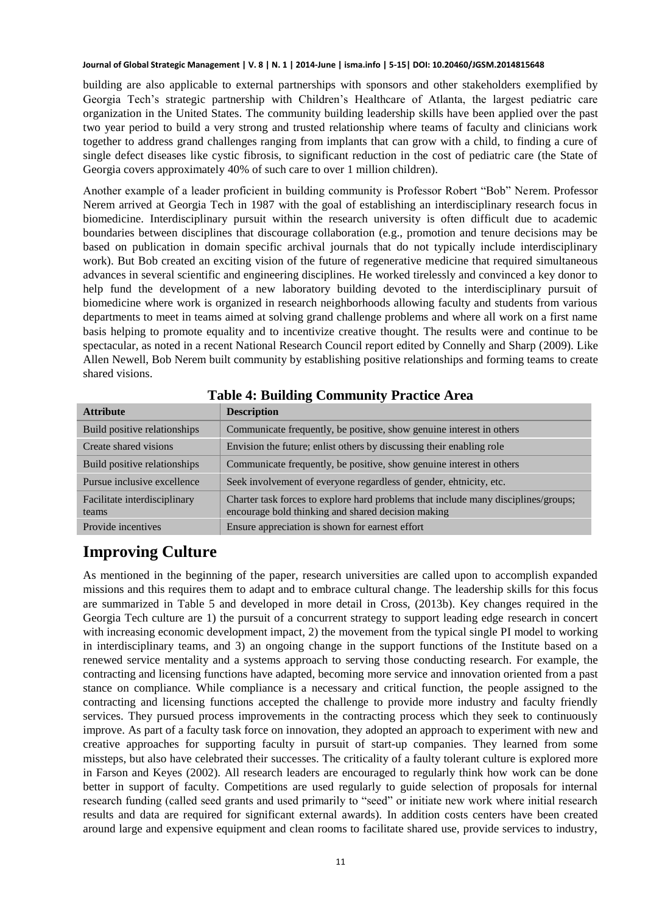building are also applicable to external partnerships with sponsors and other stakeholders exemplified by Georgia Tech's strategic partnership with Children's Healthcare of Atlanta, the largest pediatric care organization in the United States. The community building leadership skills have been applied over the past two year period to build a very strong and trusted relationship where teams of faculty and clinicians work together to address grand challenges ranging from implants that can grow with a child, to finding a cure of single defect diseases like cystic fibrosis, to significant reduction in the cost of pediatric care (the State of Georgia covers approximately 40% of such care to over 1 million children).

Another example of a leader proficient in building community is Professor Robert "Bob" Nerem. Professor Nerem arrived at Georgia Tech in 1987 with the goal of establishing an interdisciplinary research focus in biomedicine. Interdisciplinary pursuit within the research university is often difficult due to academic boundaries between disciplines that discourage collaboration (e.g., promotion and tenure decisions may be based on publication in domain specific archival journals that do not typically include interdisciplinary work). But Bob created an exciting vision of the future of regenerative medicine that required simultaneous advances in several scientific and engineering disciplines. He worked tirelessly and convinced a key donor to help fund the development of a new laboratory building devoted to the interdisciplinary pursuit of biomedicine where work is organized in research neighborhoods allowing faculty and students from various departments to meet in teams aimed at solving grand challenge problems and where all work on a first name basis helping to promote equality and to incentivize creative thought. The results were and continue to be spectacular, as noted in a recent National Research Council report edited by Connelly and Sharp (2009). Like Allen Newell, Bob Nerem built community by establishing positive relationships and forming teams to create shared visions.

**Table 4: Building Community Practice Area**

| Attribute | Description |
|---|---|
| Build positive relationships | Communicate frequently, be positive, show genuine interest in others |
| Create shared visions | Envision the future; enlist others by discussing their enabling role |
| Build positive relationships | Communicate frequently, be positive, show genuine interest in others |
| Pursue inclusive excellence | Seek involvement of everyone regardless of gender, ehtnicity, etc. |
| Facilitate interdisciplinary teams | Charter task forces to explore hard problems that include many disciplines/groups; encourage bold thinking and shared decision making |
| Provide incentives | Ensure appreciation is shown for earnest effort |

## Improving Culture

As mentioned in the beginning of the paper, research universities are called upon to accomplish expanded missions and this requires them to adapt and to embrace cultural change. The leadership skills for this focus are summarized in Table 5 and developed in more detail in Cross, (2013b). Key changes required in the Georgia Tech culture are 1) the pursuit of a concurrent strategy to support leading edge research in concert with increasing economic development impact, 2) the movement from the typical single PI model to working in interdisciplinary teams, and 3) an ongoing change in the support functions of the Institute based on a renewed service mentality and a systems approach to serving those conducting research. For example, the contracting and licensing functions have adapted, becoming more service and innovation oriented from a past stance on compliance. While compliance is a necessary and critical function, the people assigned to the contracting and licensing functions accepted the challenge to provide more industry and faculty friendly services. They pursued process improvements in the contracting process which they seek to continuously improve. As part of a faculty task force on innovation, they adopted an approach to experiment with new and creative approaches for supporting faculty in pursuit of start-up companies. They learned from some missteps, but also have celebrated their successes. The criticality of a faulty tolerant culture is explored more in Farson and Keyes (2002). All research leaders are encouraged to regularly think how work can be done better in support of faculty. Competitions are used regularly to guide selection of proposals for internal research funding (called seed grants and used primarily to "seed" or initiate new work where initial research results and data are required for significant external awards). In addition costs centers have been created around large and expensive equipment and clean rooms to facilitate shared use, provide services to industry,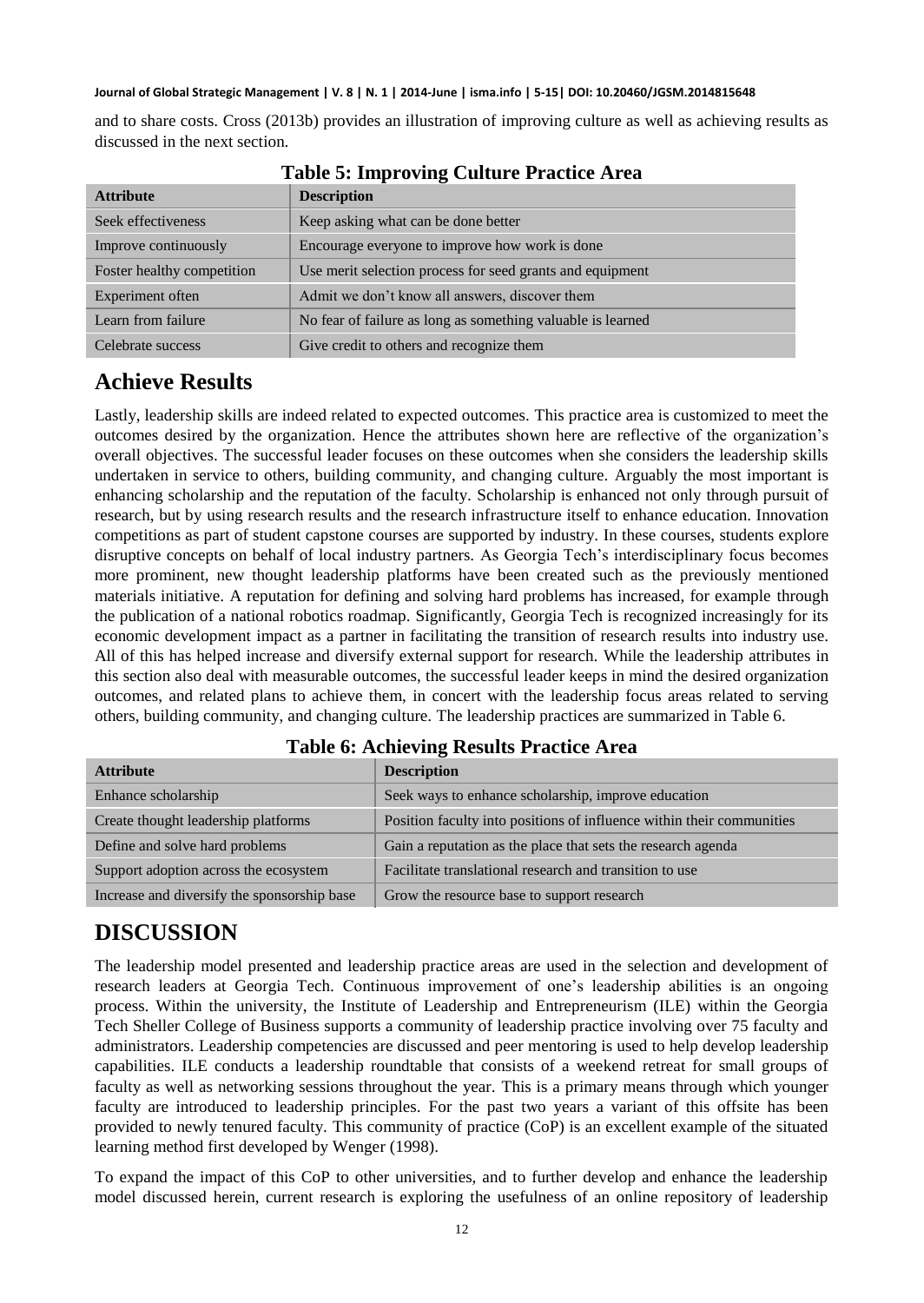and to share costs. Cross (2013b) provides an illustration of improving culture as well as achieving results as discussed in the next section.

**Table 5: Improving Culture Practice Area**

| Attribute | Description |
|---|---|
| Seek effectiveness | Keep asking what can be done better |
| Improve continuously | Encourage everyone to improve how work is done |
| Foster healthy competition | Use merit selection process for seed grants and equipment |
| Experiment often | Admit we don't know all answers, discover them |
| Learn from failure | No fear of failure as long as something valuable is learned |
| Celebrate success | Give credit to others and recognize them |

## Achieve Results

Lastly, leadership skills are indeed related to expected outcomes. This practice area is customized to meet the outcomes desired by the organization. Hence the attributes shown here are reflective of the organization's overall objectives. The successful leader focuses on these outcomes when she considers the leadership skills undertaken in service to others, building community, and changing culture. Arguably the most important is enhancing scholarship and the reputation of the faculty. Scholarship is enhanced not only through pursuit of research, but by using research results and the research infrastructure itself to enhance education. Innovation competitions as part of student capstone courses are supported by industry. In these courses, students explore disruptive concepts on behalf of local industry partners. As Georgia Tech's interdisciplinary focus becomes more prominent, new thought leadership platforms have been created such as the previously mentioned materials initiative. A reputation for defining and solving hard problems has increased, for example through the publication of a national robotics roadmap. Significantly, Georgia Tech is recognized increasingly for its economic development impact as a partner in facilitating the transition of research results into industry use. All of this has helped increase and diversify external support for research. While the leadership attributes in this section also deal with measurable outcomes, the successful leader keeps in mind the desired organization outcomes, and related plans to achieve them, in concert with the leadership focus areas related to serving others, building community, and changing culture. The leadership practices are summarized in Table 6.

**Table 6: Achieving Results Practice Area**

| Attribute | Description |
|---|---|
| Enhance scholarship | Seek ways to enhance scholarship, improve education |
| Create thought leadership platforms | Position faculty into positions of influence within their communities |
| Define and solve hard problems | Gain a reputation as the place that sets the research agenda |
| Support adoption across the ecosystem | Facilitate translational research and transition to use |
| Increase and diversify the sponsorship base | Grow the resource base to support research |

# DISCUSSION

The leadership model presented and leadership practice areas are used in the selection and development of research leaders at Georgia Tech. Continuous improvement of one's leadership abilities is an ongoing process. Within the university, the Institute of Leadership and Entrepreneurism (ILE) within the Georgia Tech Sheller College of Business supports a community of leadership practice involving over 75 faculty and administrators. Leadership competencies are discussed and peer mentoring is used to help develop leadership capabilities. ILE conducts a leadership roundtable that consists of a weekend retreat for small groups of faculty as well as networking sessions throughout the year. This is a primary means through which younger faculty are introduced to leadership principles. For the past two years a variant of this offsite has been provided to newly tenured faculty. This community of practice (CoP) is an excellent example of the situated learning method first developed by Wenger (1998).

To expand the impact of this CoP to other universities, and to further develop and enhance the leadership model discussed herein, current research is exploring the usefulness of an online repository of leadership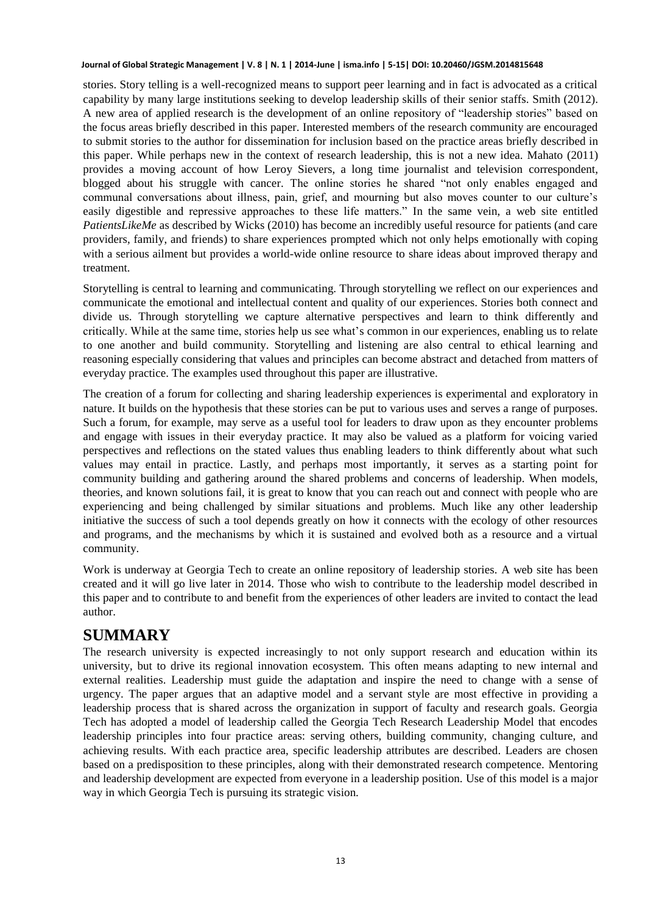stories. Story telling is a well-recognized means to support peer learning and in fact is advocated as a critical capability by many large institutions seeking to develop leadership skills of their senior staffs. Smith (2012). A new area of applied research is the development of an online repository of "leadership stories" based on the focus areas briefly described in this paper. Interested members of the research community are encouraged to submit stories to the author for dissemination for inclusion based on the practice areas briefly described in this paper. While perhaps new in the context of research leadership, this is not a new idea. Mahato (2011) provides a moving account of how Leroy Sievers, a long time journalist and television correspondent, blogged about his struggle with cancer. The online stories he shared "not only enables engaged and communal conversations about illness, pain, grief, and mourning but also moves counter to our culture's easily digestible and repressive approaches to these life matters." In the same vein, a web site entitled *PatientsLikeMe* as described by Wicks (2010) has become an incredibly useful resource for patients (and care providers, family, and friends) to share experiences prompted which not only helps emotionally with coping with a serious ailment but provides a world-wide online resource to share ideas about improved therapy and treatment.

Storytelling is central to learning and communicating. Through storytelling we reflect on our experiences and communicate the emotional and intellectual content and quality of our experiences. Stories both connect and divide us. Through storytelling we capture alternative perspectives and learn to think differently and critically. While at the same time, stories help us see what's common in our experiences, enabling us to relate to one another and build community. Storytelling and listening are also central to ethical learning and reasoning especially considering that values and principles can become abstract and detached from matters of everyday practice. The examples used throughout this paper are illustrative.

The creation of a forum for collecting and sharing leadership experiences is experimental and exploratory in nature. It builds on the hypothesis that these stories can be put to various uses and serves a range of purposes. Such a forum, for example, may serve as a useful tool for leaders to draw upon as they encounter problems and engage with issues in their everyday practice. It may also be valued as a platform for voicing varied perspectives and reflections on the stated values thus enabling leaders to think differently about what such values may entail in practice. Lastly, and perhaps most importantly, it serves as a starting point for community building and gathering around the shared problems and concerns of leadership. When models, theories, and known solutions fail, it is great to know that you can reach out and connect with people who are experiencing and being challenged by similar situations and problems. Much like any other leadership initiative the success of such a tool depends greatly on how it connects with the ecology of other resources and programs, and the mechanisms by which it is sustained and evolved both as a resource and a virtual community.

Work is underway at Georgia Tech to create an online repository of leadership stories. A web site has been created and it will go live later in 2014. Those who wish to contribute to the leadership model described in this paper and to contribute to and benefit from the experiences of other leaders are invited to contact the lead author.

# SUMMARY

The research university is expected increasingly to not only support research and education within its university, but to drive its regional innovation ecosystem. This often means adapting to new internal and external realities. Leadership must guide the adaptation and inspire the need to change with a sense of urgency. The paper argues that an adaptive model and a servant style are most effective in providing a leadership process that is shared across the organization in support of faculty and research goals. Georgia Tech has adopted a model of leadership called the Georgia Tech Research Leadership Model that encodes leadership principles into four practice areas: serving others, building community, changing culture, and achieving results. With each practice area, specific leadership attributes are described. Leaders are chosen based on a predisposition to these principles, along with their demonstrated research competence. Mentoring and leadership development are expected from everyone in a leadership position. Use of this model is a major way in which Georgia Tech is pursuing its strategic vision.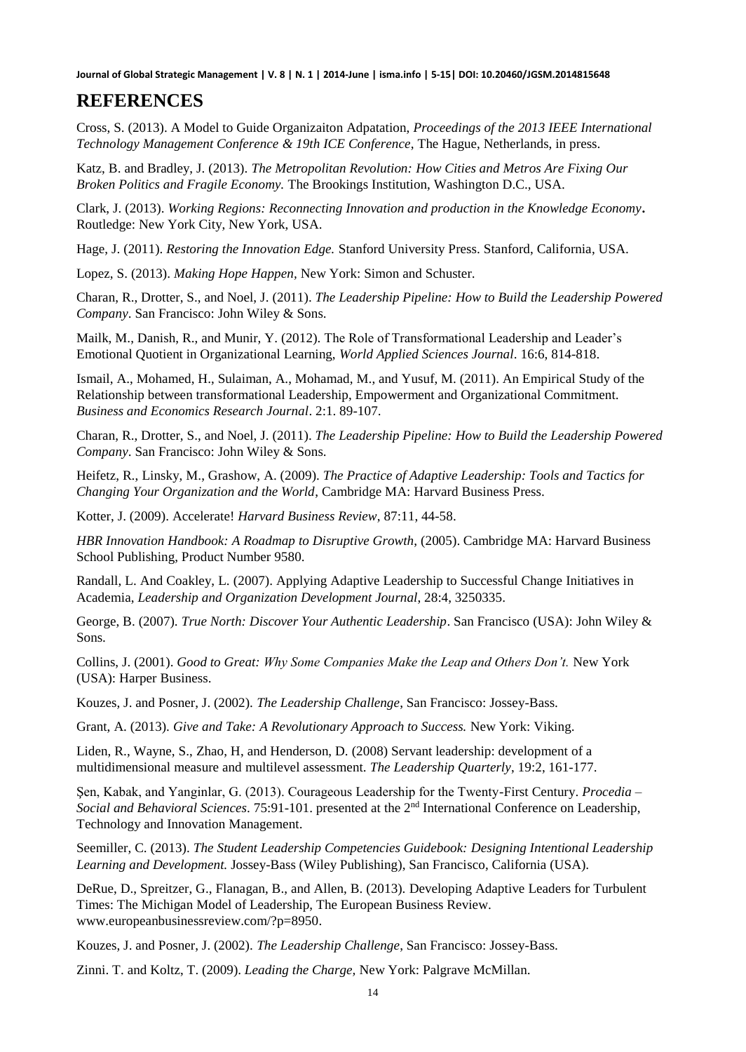## REFERENCES

Cross, S. (2013). A Model to Guide Organizaiton Adpatation, *Proceedings of the 2013 IEEE International Technology Management Conference & 19th ICE Conference*, The Hague, Netherlands, in press.

Katz, B. and Bradley, J. (2013). *The Metropolitan Revolution: How Cities and Metros Are Fixing Our Broken Politics and Fragile Economy.* The Brookings Institution, Washington D.C., USA.

Clark, J. (2013). *Working Regions: Reconnecting Innovation and production in the Knowledge Economy***.** Routledge: New York City, New York, USA.

Hage, J. (2011). *Restoring the Innovation Edge.* Stanford University Press. Stanford, California, USA.

Lopez, S. (2013). *Making Hope Happen*, New York: Simon and Schuster.

Charan, R., Drotter, S., and Noel, J. (2011). *The Leadership Pipeline: How to Build the Leadership Powered Company*. San Francisco: John Wiley & Sons.

Mailk, M., Danish, R., and Munir, Y. (2012). The Role of Transformational Leadership and Leader's Emotional Quotient in Organizational Learning, *World Applied Sciences Journal*. 16:6, 814-818.

Ismail, A., Mohamed, H., Sulaiman, A., Mohamad, M., and Yusuf, M. (2011). An Empirical Study of the Relationship between transformational Leadership, Empowerment and Organizational Commitment. *Business and Economics Research Journal*. 2:1. 89-107.

Charan, R., Drotter, S., and Noel, J. (2011). *The Leadership Pipeline: How to Build the Leadership Powered Company*. San Francisco: John Wiley & Sons.

Heifetz, R., Linsky, M., Grashow, A. (2009). *The Practice of Adaptive Leadership: Tools and Tactics for Changing Your Organization and the World*, Cambridge MA: Harvard Business Press.

Kotter, J. (2009). Accelerate! *Harvard Business Review*, 87:11, 44-58.

*HBR Innovation Handbook: A Roadmap to Disruptive Growth*, (2005). Cambridge MA: Harvard Business School Publishing, Product Number 9580.

Randall, L. And Coakley, L. (2007). Applying Adaptive Leadership to Successful Change Initiatives in Academia, *Leadership and Organization Development Journal*, 28:4, 3250335.

George, B. (2007). *True North: Discover Your Authentic Leadership*. San Francisco (USA): John Wiley & Sons.

Collins, J. (2001). *Good to Great: Why Some Companies Make the Leap and Others Don't.* New York (USA): Harper Business.

Kouzes, J. and Posner, J. (2002). *The Leadership Challenge*, San Francisco: Jossey-Bass.

Grant, A. (2013). *Give and Take: A Revolutionary Approach to Success.* New York: Viking.

Liden, R., Wayne, S., Zhao, H, and Henderson, D. (2008) Servant leadership: development of a multidimensional measure and multilevel assessment. *The Leadership Quarterly*, 19:2, 161-177.

Şen, Kabak, and Yanginlar, G. (2013). Courageous Leadership for the Twenty-First Century. *Procedia – Social and Behavioral Sciences*. 75:91-101. presented at the 2nd International Conference on Leadership, Technology and Innovation Management.

Seemiller, C. (2013). *The Student Leadership Competencies Guidebook: Designing Intentional Leadership Learning and Development.* Jossey-Bass (Wiley Publishing), San Francisco, California (USA).

DeRue, D., Spreitzer, G., Flanagan, B., and Allen, B. (2013). Developing Adaptive Leaders for Turbulent Times: The Michigan Model of Leadership, The European Business Review. www.europeanbusinessreview.com/?p=8950.

Kouzes, J. and Posner, J. (2002). *The Leadership Challenge*, San Francisco: Jossey-Bass.

Zinni. T. and Koltz, T. (2009). *Leading the Charge,* New York: Palgrave McMillan.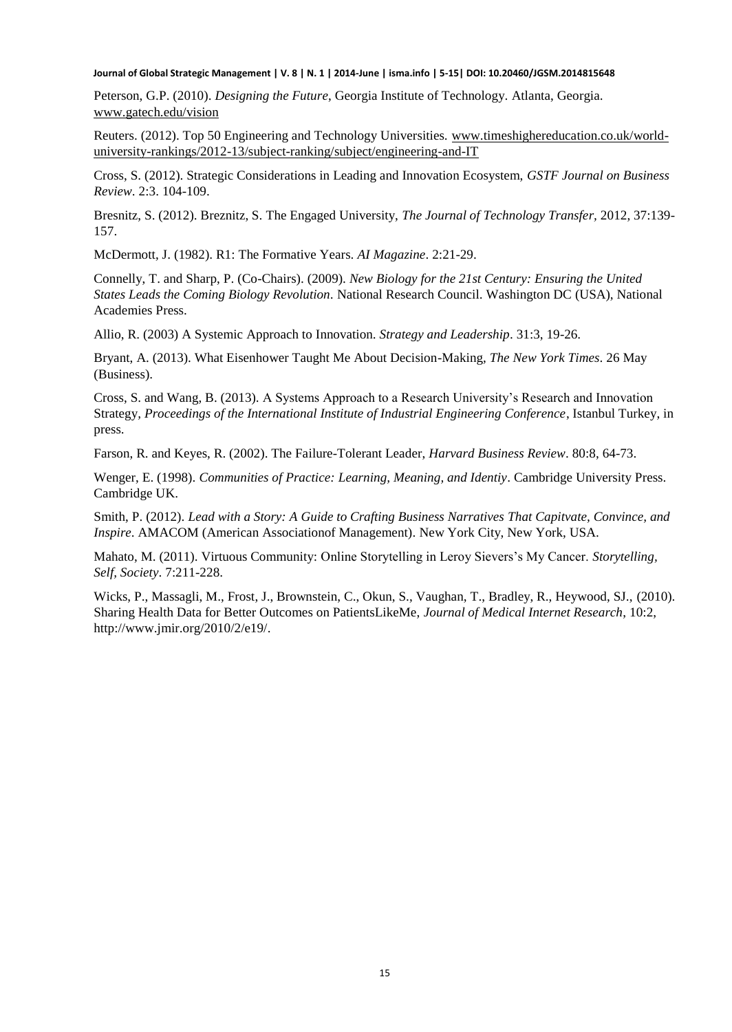Peterson, G.P. (2010). *Designing the Future*, Georgia Institute of Technology. Atlanta, Georgia. www.gatech.edu/vision

Reuters. (2012). Top 50 Engineering and Technology Universities. www.timeshighereducation.co.uk/world-university-rankings/2012-13/subject-ranking/subject/engineering-and-IT

Cross, S. (2012). Strategic Considerations in Leading and Innovation Ecosystem, *GSTF Journal on Business Review*. 2:3. 104-109.

Bresnitz, S. (2012). Breznitz, S. The Engaged University, *The Journal of Technology Transfer*, 2012, 37:139-157.

McDermott, J. (1982). R1: The Formative Years. *AI Magazine*. 2:21-29.

Connelly, T. and Sharp, P. (Co-Chairs). (2009). *New Biology for the 21st Century: Ensuring the United States Leads the Coming Biology Revolution*. National Research Council. Washington DC (USA), National Academies Press.

Allio, R. (2003) A Systemic Approach to Innovation. *Strategy and Leadership*. 31:3, 19-26.

Bryant, A. (2013). What Eisenhower Taught Me About Decision-Making, *The New York Times*. 26 May (Business).

Cross, S. and Wang, B. (2013). A Systems Approach to a Research University's Research and Innovation Strategy, *Proceedings of the International Institute of Industrial Engineering Conference*, Istanbul Turkey, in press.

Farson, R. and Keyes, R. (2002). The Failure-Tolerant Leader, *Harvard Business Review*. 80:8, 64-73.

Wenger, E. (1998). *Communities of Practice: Learning, Meaning, and Identiy*. Cambridge University Press. Cambridge UK.

Smith, P. (2012). *Lead with a Story: A Guide to Crafting Business Narratives That Capitvate, Convince, and Inspire*. AMACOM (American Associationof Management). New York City, New York, USA.

Mahato, M. (2011). Virtuous Community: Online Storytelling in Leroy Sievers's My Cancer. *Storytelling, Self, Society*. 7:211-228.

Wicks, P., Massagli, M., Frost, J., Brownstein, C., Okun, S., Vaughan, T., Bradley, R., Heywood, SJ., (2010). Sharing Health Data for Better Outcomes on PatientsLikeMe, *Journal of Medical Internet Research*, 10:2, http://www.jmir.org/2010/2/e19/.